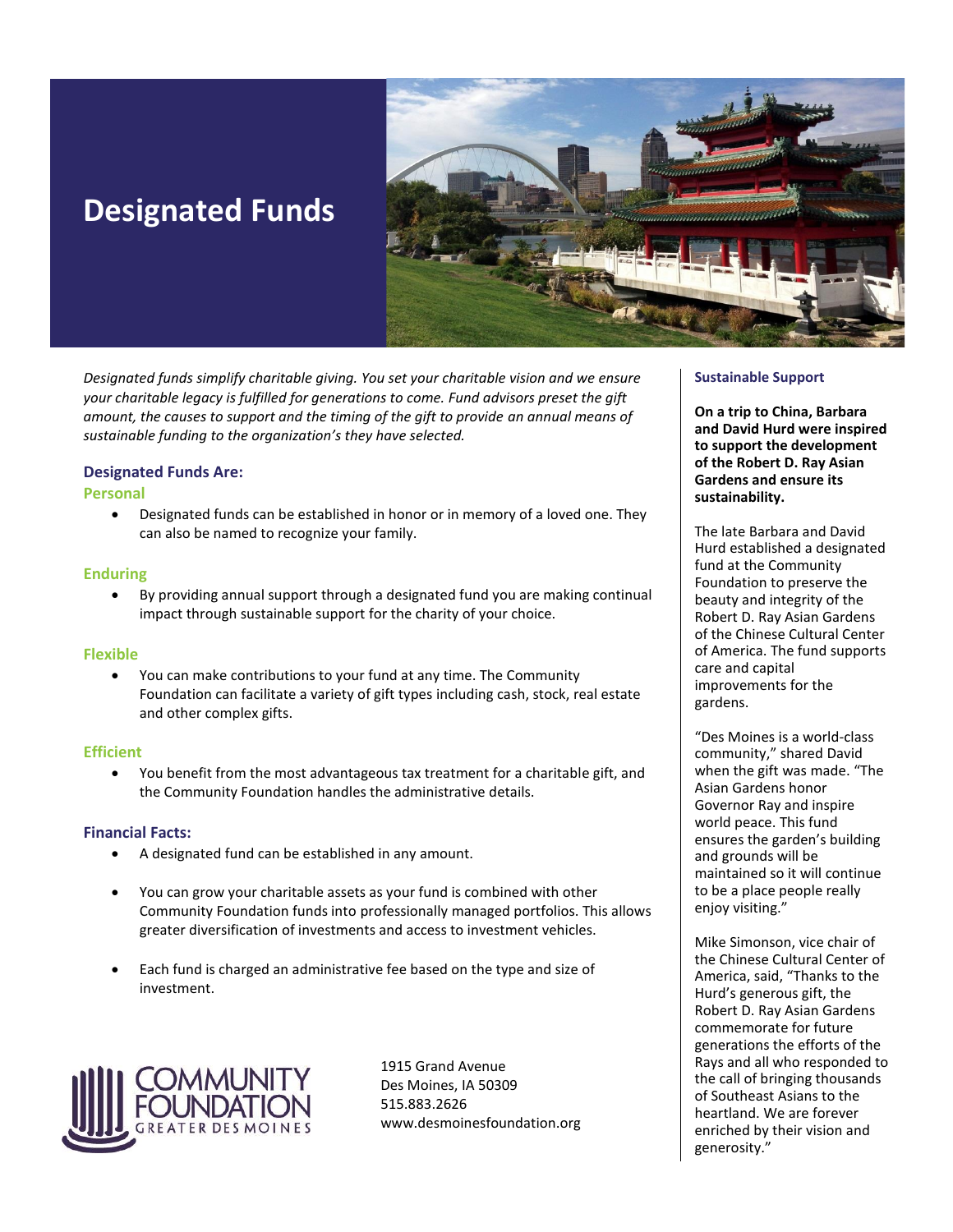# Designated Funds

*Designated funds simplify charitable giving. You set your charitable vision and we ensure your charitable legacy is fulfilled for generations to come. Fund advisors preset the gift amount, the causes to support and the timing of the gift to provide an annual means of sustainable funding to the organization's they have selected.*

## Designated Funds Are:

### Personal

- Designated funds can be established in honor or in memory of a loved one. They can also be named to recognize your family.

### Enduring

- By providing annual support through a designated fund you are making continual impact through sustainable support for the charity of your choice.

### Flexible

- You can make contributions to your fund at any time. The Community Foundation can facilitate a variety of gift types including cash, stock, real estate and other complex gifts.

### Efficient

- You benefit from the most advantageous tax treatment for a charitable gift, and the Community Foundation handles the administrative details.

## Financial Facts:

- A designated fund can be established in any amount.
- You can grow your charitable assets as your fund is combined with other Community Foundation funds into professionally managed portfolios. This allows greater diversification of investments and access to investment vehicles.
- Each fund is charged an administrative fee based on the type and size of investment.

COMMUNITY FOUNDATION GREATER DES MOINES

1915 Grand Avenue
Des Moines, IA 50309
515.883.2626
www.desmoinesfoundation.org

## Sustainable Support

**On a trip to China, Barbara and David Hurd were inspired to support the development of the Robert D. Ray Asian Gardens and ensure its sustainability.**

The late Barbara and David Hurd established a designated fund at the Community Foundation to preserve the beauty and integrity of the Robert D. Ray Asian Gardens of the Chinese Cultural Center of America. The fund supports care and capital improvements for the gardens.

"Des Moines is a world-class community," shared David when the gift was made. "The Asian Gardens honor Governor Ray and inspire world peace. This fund ensures the garden's building and grounds will be maintained so it will continue to be a place people really enjoy visiting."

Mike Simonson, vice chair of the Chinese Cultural Center of America, said, "Thanks to the Hurd's generous gift, the Robert D. Ray Asian Gardens commemorate for future generations the efforts of the Rays and all who responded to the call of bringing thousands of Southeast Asians to the heartland. We are forever enriched by their vision and generosity."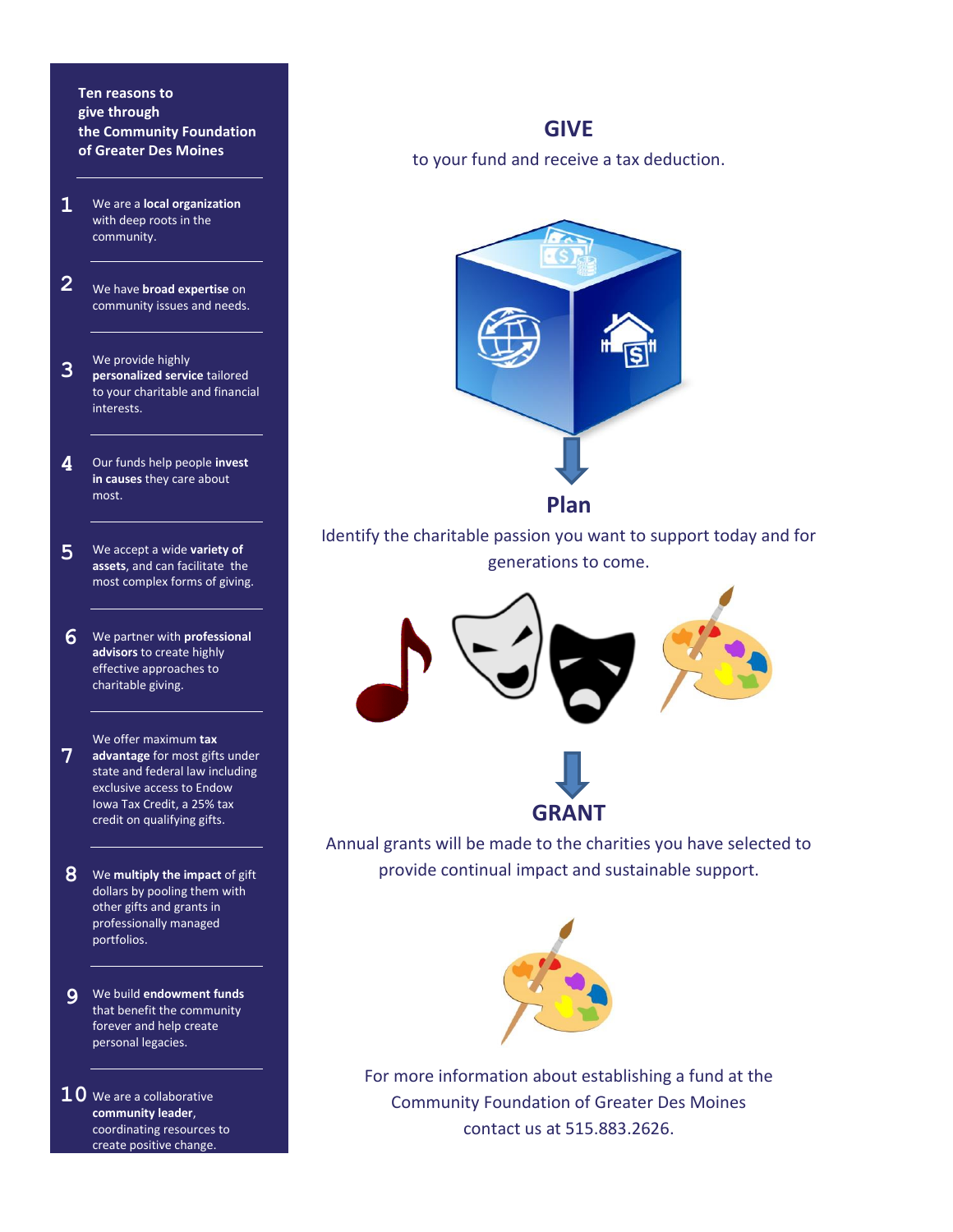## Ten reasons to give through the Community Foundation of Greater Des Moines

1. We are a **local organization** with deep roots in the community.
2. We have **broad expertise** on community issues and needs.
3. We provide highly **personalized service** tailored to your charitable and financial interests.
4. Our funds help people **invest in causes** they care about most.
5. We accept a wide **variety of assets**, and can facilitate the most complex forms of giving.
6. We partner with **professional advisors** to create highly effective approaches to charitable giving.
7. We offer maximum **tax advantage** for most gifts under state and federal law including exclusive access to Endow Iowa Tax Credit, a 25% tax credit on qualifying gifts.
8. We **multiply the impact** of gift dollars by pooling them with other gifts and grants in professionally managed portfolios.
9. We build **endowment funds** that benefit the community forever and help create personal legacies.
10. We are a collaborative **community leader**, coordinating resources to create positive change.

## GIVE

to your fund and receive a tax deduction.

## Plan

Identify the charitable passion you want to support today and for generations to come.

## GRANT

Annual grants will be made to the charities you have selected to provide continual impact and sustainable support.

For more information about establishing a fund at the Community Foundation of Greater Des Moines contact us at 515.883.2626.